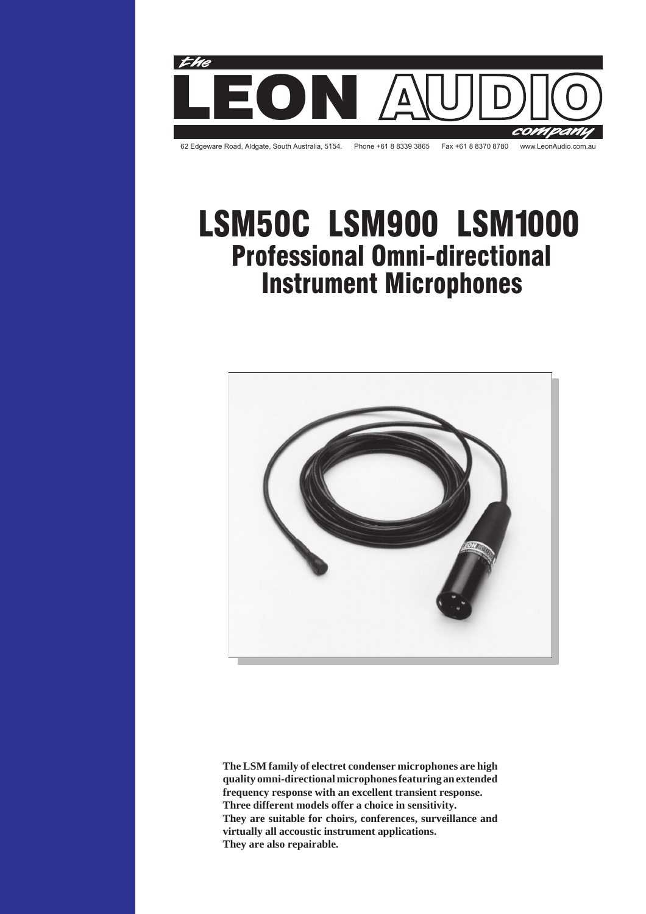# the LEON AUDIO company

62 Edgeware Road, Aldgate, South Australia, 5154. Phone +61 8 8339 3865 Fax +61 8 8370 8780 www.LeonAudio.com.au

# LSM50C LSM900 LSM1000

## Professional Omni-directional Instrument Microphones

**The LSM family of electret condenser microphones are high quality omni-directional microphones featuring an extended frequency response with an excellent transient response.**
**Three different models offer a choice in sensitivity.**
**They are suitable for choirs, conferences, surveillance and virtually all accoustic instrument applications.**
**They are also repairable.**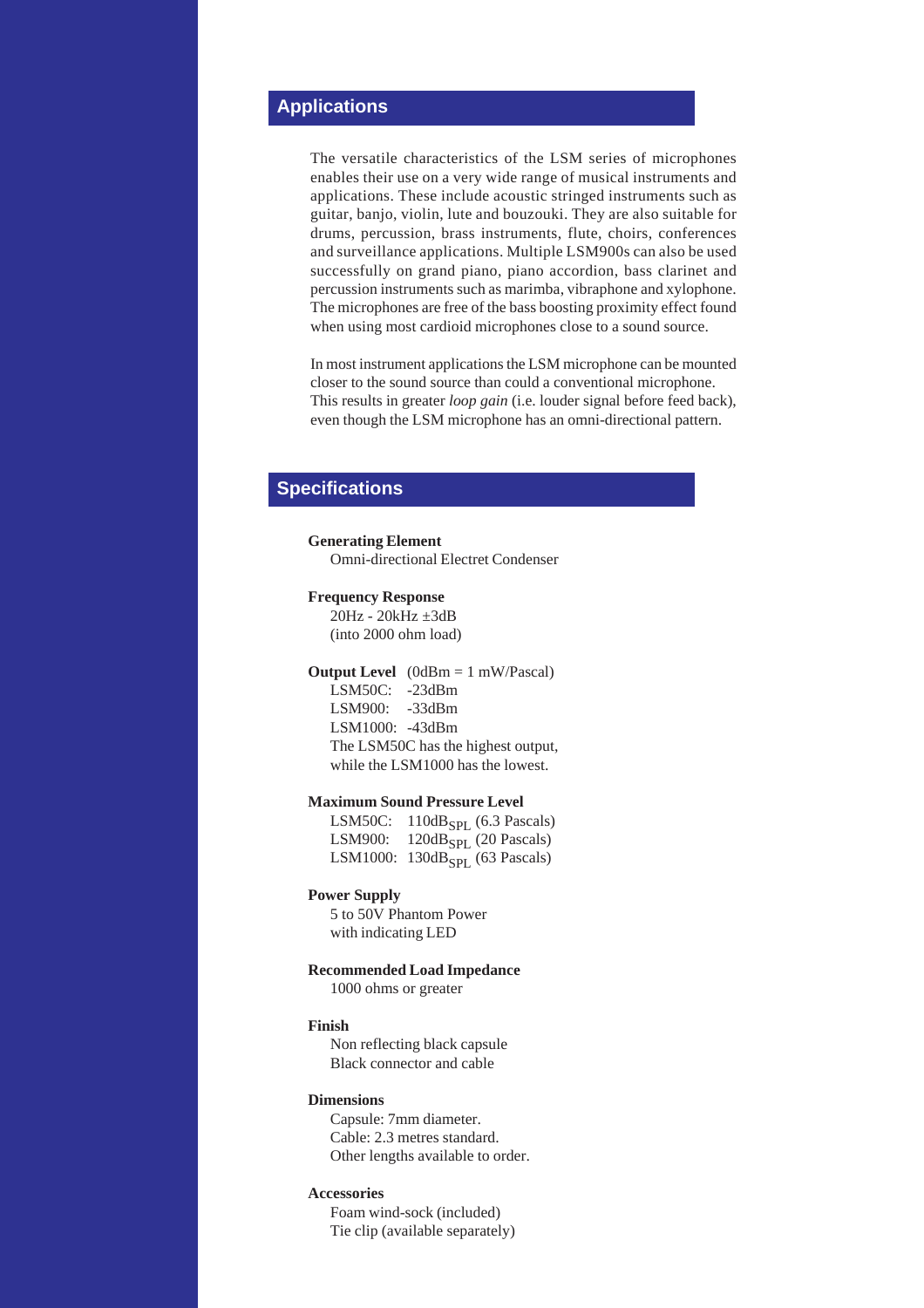## Applications

The versatile characteristics of the LSM series of microphones enables their use on a very wide range of musical instruments and applications. These include acoustic stringed instruments such as guitar, banjo, violin, lute and bouzouki. They are also suitable for drums, percussion, brass instruments, flute, choirs, conferences and surveillance applications. Multiple LSM900s can also be used successfully on grand piano, piano accordion, bass clarinet and percussion instruments such as marimba, vibraphone and xylophone. The microphones are free of the bass boosting proximity effect found when using most cardioid microphones close to a sound source.

In most instrument applications the LSM microphone can be mounted closer to the sound source than could a conventional microphone. This results in greater *loop gain* (i.e. louder signal before feed back), even though the LSM microphone has an omni-directional pattern.

## Specifications

**Generating Element**
Omni-directional Electret Condenser

**Frequency Response**
20Hz - 20kHz ±3dB
(into 2000 ohm load)

**Output Level** (0dBm = 1 mW/Pascal)
LSM50C: -23dBm
LSM900: -33dBm
LSM1000: -43dBm
The LSM50C has the highest output, while the LSM1000 has the lowest.

**Maximum Sound Pressure Level**
LSM50C: 110$dB_{SPL}$ (6.3 Pascals)
LSM900: 120$dB_{SPL}$ (20 Pascals)
LSM1000: 130$dB_{SPL}$ (63 Pascals)

**Power Supply**
5 to 50V Phantom Power
with indicating LED

**Recommended Load Impedance**
1000 ohms or greater

**Finish**
Non reflecting black capsule
Black connector and cable

**Dimensions**
Capsule: 7mm diameter.
Cable: 2.3 metres standard.
Other lengths available to order.

**Accessories**
Foam wind-sock (included)
Tie clip (available separately)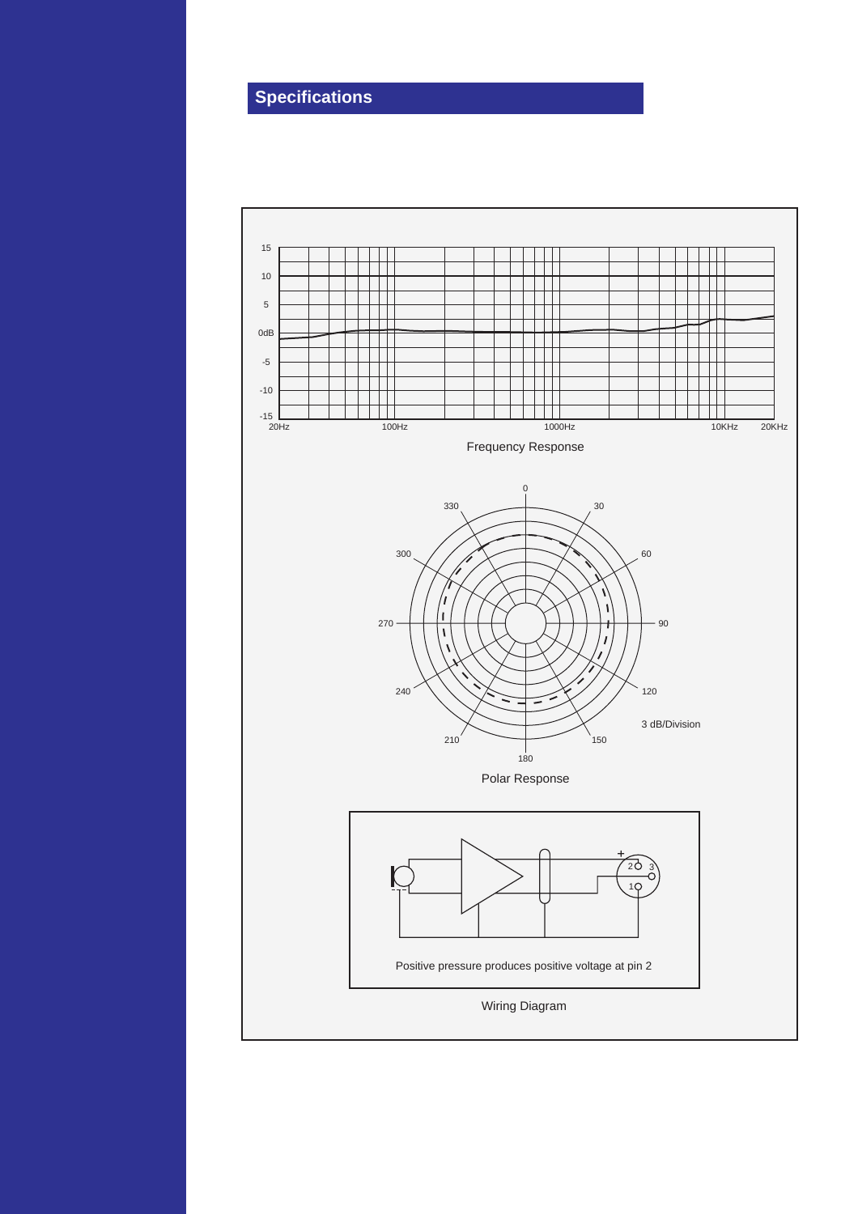## Specifications

Frequency Response

Polar Response

3 dB/Division

Positive pressure produces positive voltage at pin 2

Wiring Diagram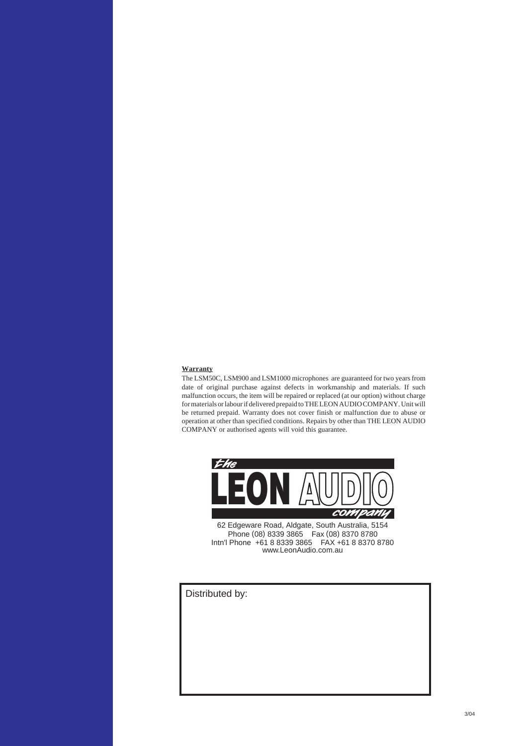**Warranty**

The LSM50C, LSM900 and LSM1000 microphones are guaranteed for two years from date of original purchase against defects in workmanship and materials. If such malfunction occurs, the item will be repaired or replaced (at our option) without charge for materials or labour if delivered prepaid to THE LEON AUDIO COMPANY. Unit will be returned prepaid. Warranty does not cover finish or malfunction due to abuse or operation at other than specified conditions. Repairs by other than THE LEON AUDIO COMPANY or authorised agents will void this guarantee.

the LEON AUDIO company

62 Edgeware Road, Aldgate, South Australia, 5154
Phone (08) 8339 3865 Fax (08) 8370 8780
Intn'l Phone +61 8 8339 3865 FAX +61 8 8370 8780
www.LeonAudio.com.au

Distributed by:

3/04